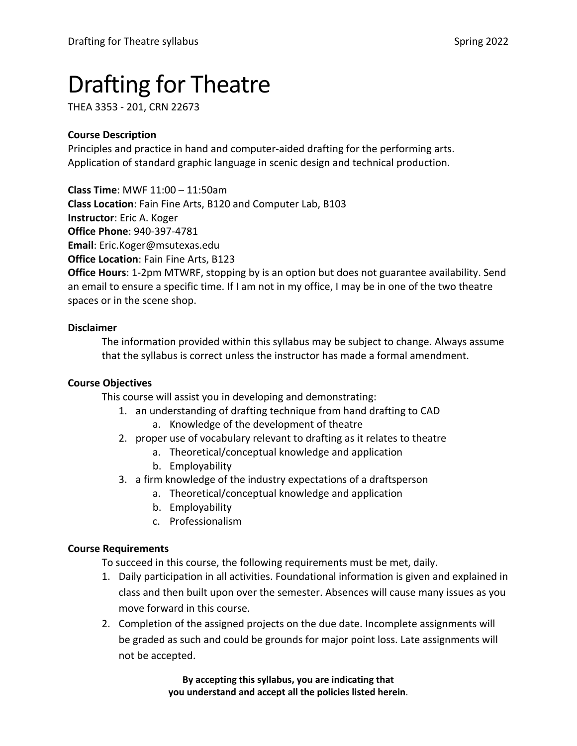# Drafting for Theatre

THEA 3353 - 201, CRN 22673

**Course Description**

Principles and practice in hand and computer-aided drafting for the performing arts. Application of standard graphic language in scenic design and technical production.

**Class Time**: MWF 11:00 – 11:50am
**Class Location**: Fain Fine Arts, B120 and Computer Lab, B103
**Instructor**: Eric A. Koger
**Office Phone**: 940-397-4781
**Email**: Eric.Koger@msutexas.edu
**Office Location**: Fain Fine Arts, B123
**Office Hours**: 1-2pm MTWRF, stopping by is an option but does not guarantee availability. Send an email to ensure a specific time. If I am not in my office, I may be in one of the two theatre spaces or in the scene shop.

**Disclaimer**

The information provided within this syllabus may be subject to change. Always assume that the syllabus is correct unless the instructor has made a formal amendment.

**Course Objectives**

This course will assist you in developing and demonstrating:

1. an understanding of drafting technique from hand drafting to CAD
    a. Knowledge of the development of theatre
2. proper use of vocabulary relevant to drafting as it relates to theatre
    a. Theoretical/conceptual knowledge and application
    b. Employability
3. a firm knowledge of the industry expectations of a draftsperson
    a. Theoretical/conceptual knowledge and application
    b. Employability
    c. Professionalism

**Course Requirements**

To succeed in this course, the following requirements must be met, daily.

1. Daily participation in all activities. Foundational information is given and explained in class and then built upon over the semester. Absences will cause many issues as you move forward in this course.
2. Completion of the assigned projects on the due date. Incomplete assignments will be graded as such and could be grounds for major point loss. Late assignments will not be accepted.

**By accepting this syllabus, you are indicating that you understand and accept all the policies listed herein**.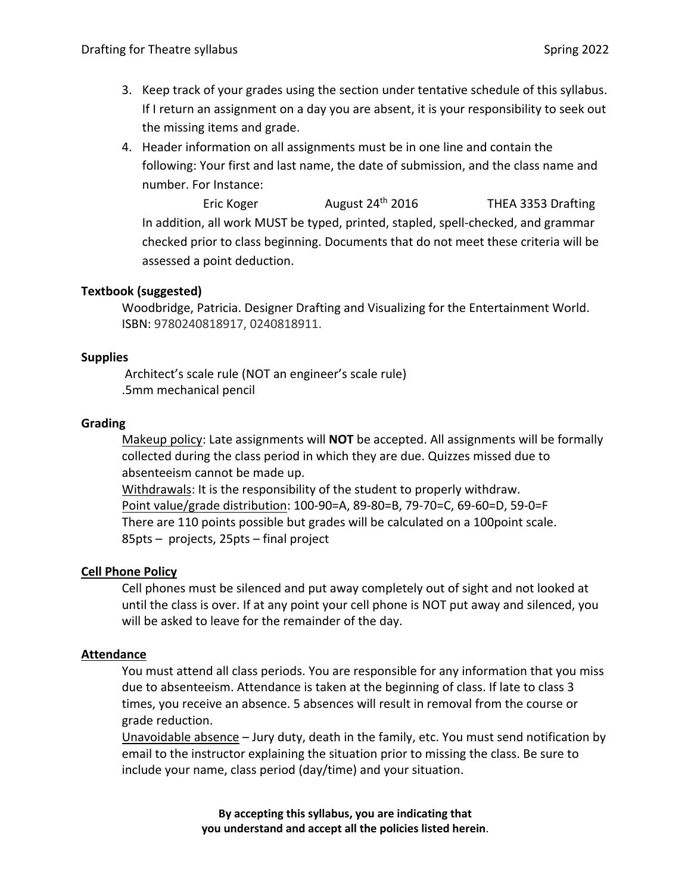3. Keep track of your grades using the section under tentative schedule of this syllabus. If I return an assignment on a day you are absent, it is your responsibility to seek out the missing items and grade.
4. Header information on all assignments must be in one line and contain the following: Your first and last name, the date of submission, and the class name and number. For Instance:

   Eric Koger        August 24th 2016        THEA 3353 Drafting

   In addition, all work MUST be typed, printed, stapled, spell-checked, and grammar checked prior to class beginning. Documents that do not meet these criteria will be assessed a point deduction.

**Textbook (suggested)**

Woodbridge, Patricia. Designer Drafting and Visualizing for the Entertainment World. ISBN: 9780240818917, 0240818911.

**Supplies**

Architect's scale rule (NOT an engineer's scale rule)
.5mm mechanical pencil

**Grading**

Makeup policy: Late assignments will **NOT** be accepted. All assignments will be formally collected during the class period in which they are due. Quizzes missed due to absenteeism cannot be made up.
Withdrawals: It is the responsibility of the student to properly withdraw.
Point value/grade distribution: 100-90=A, 89-80=B, 79-70=C, 69-60=D, 59-0=F
There are 110 points possible but grades will be calculated on a 100point scale.
85pts – projects, 25pts – final project

**Cell Phone Policy**

Cell phones must be silenced and put away completely out of sight and not looked at until the class is over. If at any point your cell phone is NOT put away and silenced, you will be asked to leave for the remainder of the day.

**Attendance**

You must attend all class periods. You are responsible for any information that you miss due to absenteeism. Attendance is taken at the beginning of class. If late to class 3 times, you receive an absence. 5 absences will result in removal from the course or grade reduction.
Unavoidable absence – Jury duty, death in the family, etc. You must send notification by email to the instructor explaining the situation prior to missing the class. Be sure to include your name, class period (day/time) and your situation.

**By accepting this syllabus, you are indicating that you understand and accept all the policies listed herein**.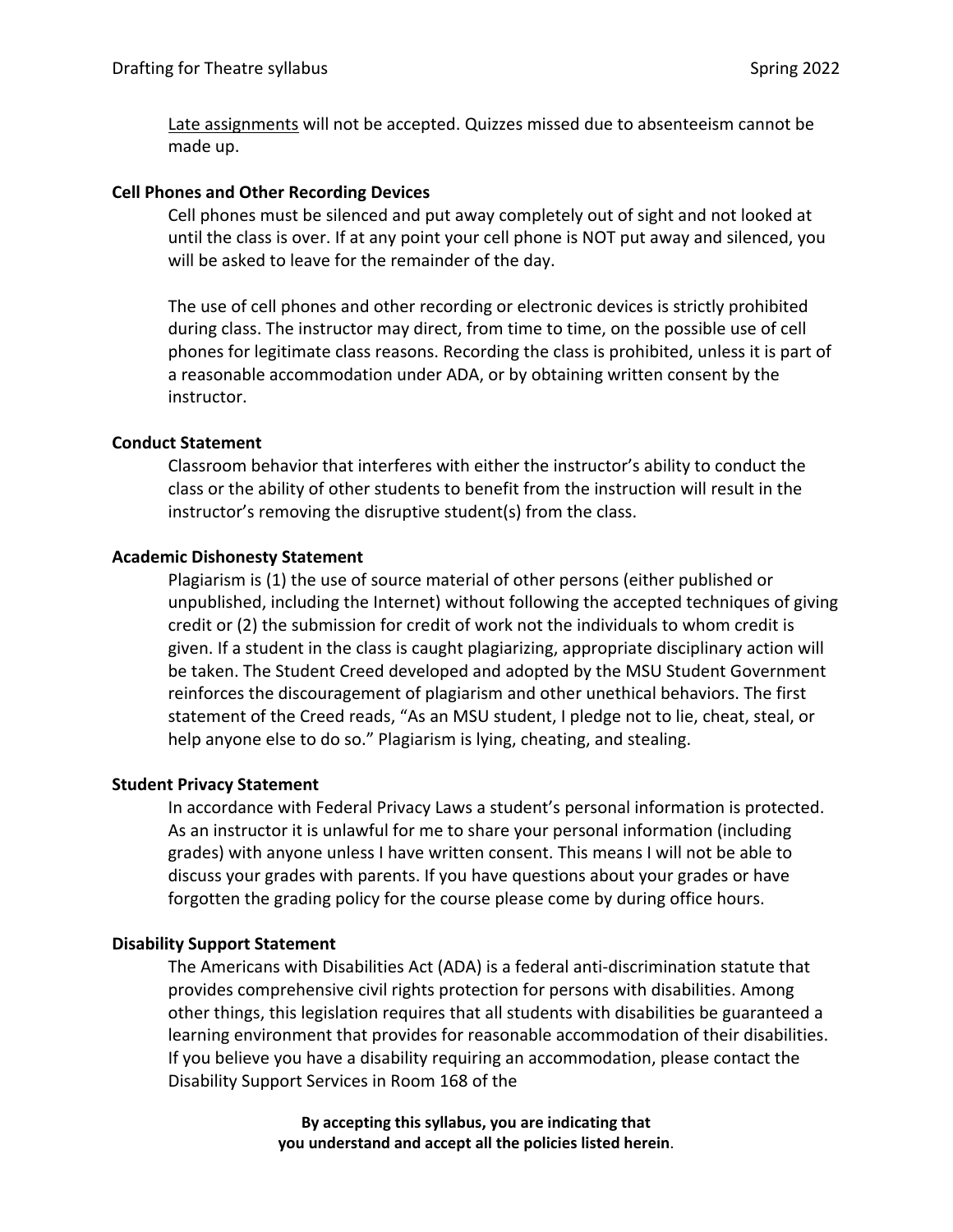Late assignments will not be accepted. Quizzes missed due to absenteeism cannot be made up.

### Cell Phones and Other Recording Devices

Cell phones must be silenced and put away completely out of sight and not looked at until the class is over. If at any point your cell phone is NOT put away and silenced, you will be asked to leave for the remainder of the day.

The use of cell phones and other recording or electronic devices is strictly prohibited during class. The instructor may direct, from time to time, on the possible use of cell phones for legitimate class reasons. Recording the class is prohibited, unless it is part of a reasonable accommodation under ADA, or by obtaining written consent by the instructor.

### Conduct Statement

Classroom behavior that interferes with either the instructor's ability to conduct the class or the ability of other students to benefit from the instruction will result in the instructor's removing the disruptive student(s) from the class.

### Academic Dishonesty Statement

Plagiarism is (1) the use of source material of other persons (either published or unpublished, including the Internet) without following the accepted techniques of giving credit or (2) the submission for credit of work not the individuals to whom credit is given. If a student in the class is caught plagiarizing, appropriate disciplinary action will be taken. The Student Creed developed and adopted by the MSU Student Government reinforces the discouragement of plagiarism and other unethical behaviors. The first statement of the Creed reads, "As an MSU student, I pledge not to lie, cheat, steal, or help anyone else to do so." Plagiarism is lying, cheating, and stealing.

### Student Privacy Statement

In accordance with Federal Privacy Laws a student's personal information is protected. As an instructor it is unlawful for me to share your personal information (including grades) with anyone unless I have written consent. This means I will not be able to discuss your grades with parents. If you have questions about your grades or have forgotten the grading policy for the course please come by during office hours.

### Disability Support Statement

The Americans with Disabilities Act (ADA) is a federal anti-discrimination statute that provides comprehensive civil rights protection for persons with disabilities. Among other things, this legislation requires that all students with disabilities be guaranteed a learning environment that provides for reasonable accommodation of their disabilities. If you believe you have a disability requiring an accommodation, please contact the Disability Support Services in Room 168 of the

**By accepting this syllabus, you are indicating that you understand and accept all the policies listed herein**.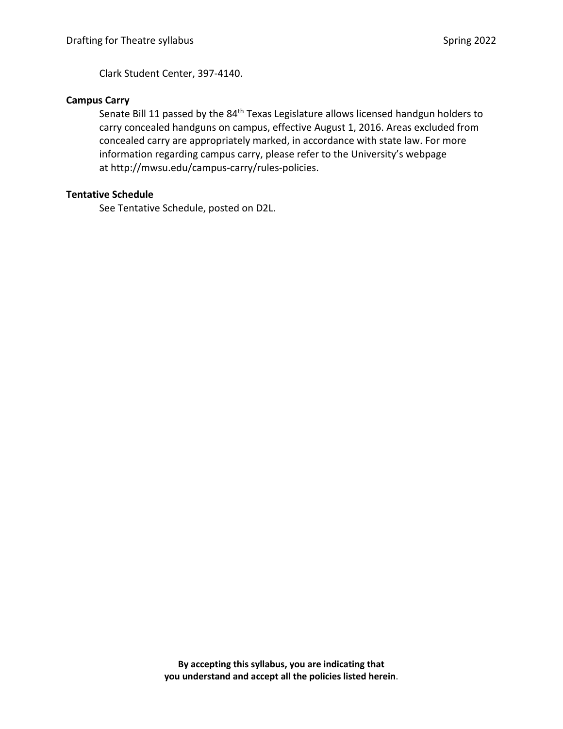Clark Student Center, 397-4140.

**Campus Carry**

Senate Bill 11 passed by the 84th Texas Legislature allows licensed handgun holders to carry concealed handguns on campus, effective August 1, 2016. Areas excluded from concealed carry are appropriately marked, in accordance with state law. For more information regarding campus carry, please refer to the University's webpage at http://mwsu.edu/campus-carry/rules-policies.

**Tentative Schedule**

See Tentative Schedule, posted on D2L.

**By accepting this syllabus, you are indicating that you understand and accept all the policies listed herein**.